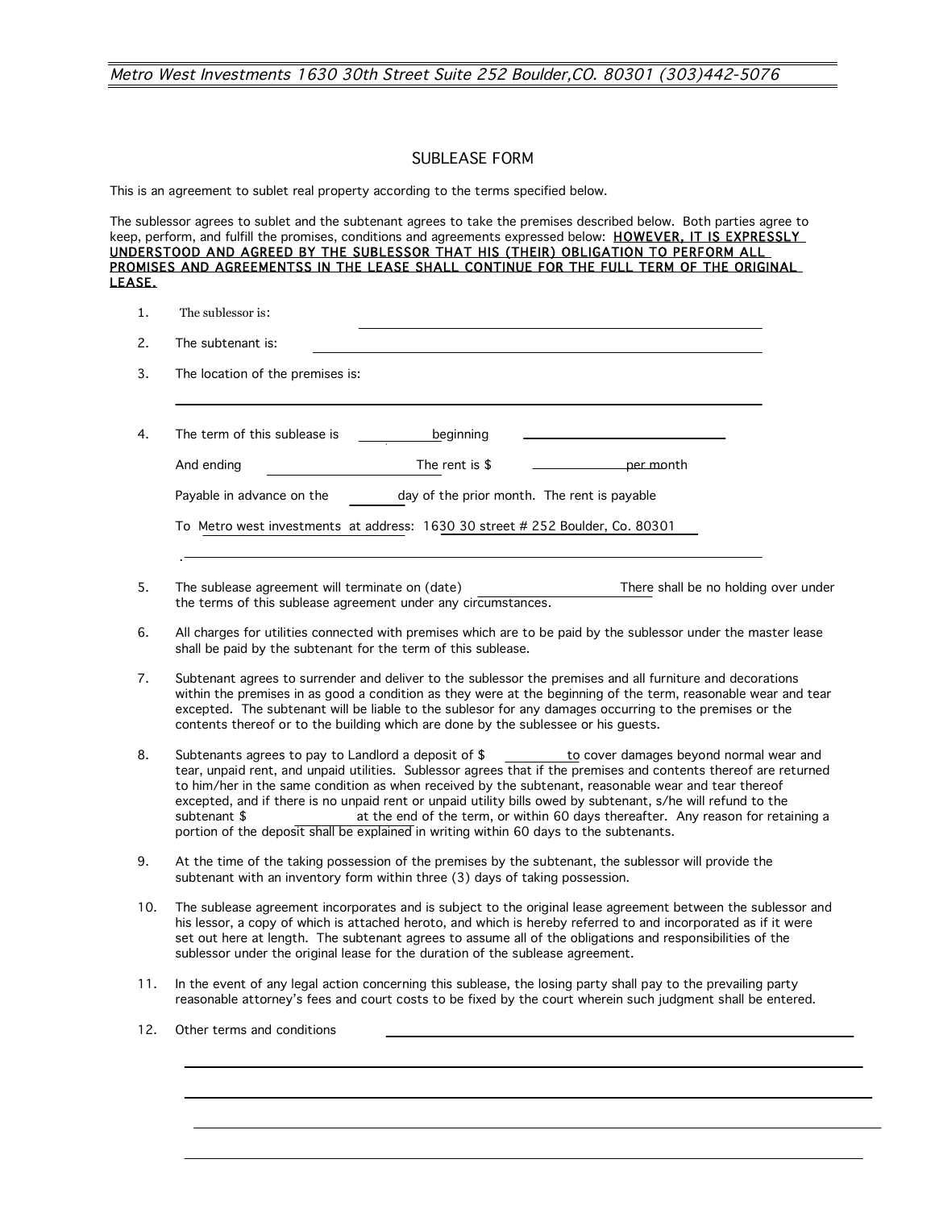Metro West Investments 1630 30th Street Suite 252 Boulder,CO. 80301 (303)442-5076

# SUBLEASE FORM

This is an agreement to sublet real property according to the terms specified below.

The sublessor agrees to sublet and the subtenant agrees to take the premises described below. Both parties agree to keep, perform, and fulfill the promises, conditions and agreements expressed below: **HOWEVER, IT IS EXPRESSLY UNDERSTOOD AND AGREED BY THE SUBLESSOR THAT HIS (THEIR) OBLIGATION TO PERFORM ALL PROMISES AND AGREEMENTSS IN THE LEASE SHALL CONTINUE FOR THE FULL TERM OF THE ORIGINAL LEASE.**

1. The sublessor is: ______________________________

2. The subtenant is: ______________________________

3. The location of the premises is:

   ______________________________

4. The term of this sublease is ________ beginning ______________________

   And ending ______________ The rent is $ __________ per month

   Payable in advance on the _____ day of the prior month. The rent is payable

   To Metro west investments at address: 1630 30 street # 252 Boulder, Co. 80301

   .______________________________

5. The sublease agreement will terminate on (date) ______________ There shall be no holding over under the terms of this sublease agreement under any circumstances.

6. All charges for utilities connected with premises which are to be paid by the sublessor under the master lease shall be paid by the subtenant for the term of this sublease.

7. Subtenant agrees to surrender and deliver to the sublessor the premises and all furniture and decorations within the premises in as good a condition as they were at the beginning of the term, reasonable wear and tear excepted. The subtenant will be liable to the sublesor for any damages occurring to the premises or the contents thereof or to the building which are done by the sublessee or his guests.

8. Subtenants agrees to pay to Landlord a deposit of $ ________ to cover damages beyond normal wear and tear, unpaid rent, and unpaid utilities. Sublessor agrees that if the premises and contents thereof are returned to him/her in the same condition as when received by the subtenant, reasonable wear and tear thereof excepted, and if there is no unpaid rent or unpaid utility bills owed by subtenant, s/he will refund to the subtenant $ ________ at the end of the term, or within 60 days thereafter. Any reason for retaining a portion of the deposit shall be explained in writing within 60 days to the subtenants.

9. At the time of the taking possession of the premises by the subtenant, the sublessor will provide the subtenant with an inventory form within three (3) days of taking possession.

10. The sublease agreement incorporates and is subject to the original lease agreement between the sublessor and his lessor, a copy of which is attached heroto, and which is hereby referred to and incorporated as if it were set out here at length. The subtenant agrees to assume all of the obligations and responsibilities of the sublessor under the original lease for the duration of the sublease agreement.

11. In the event of any legal action concerning this sublease, the losing party shall pay to the prevailing party reasonable attorney's fees and court costs to be fixed by the court wherein such judgment shall be entered.

12. Other terms and conditions ______________________________

    ______________________________

    ______________________________

    ______________________________

    ______________________________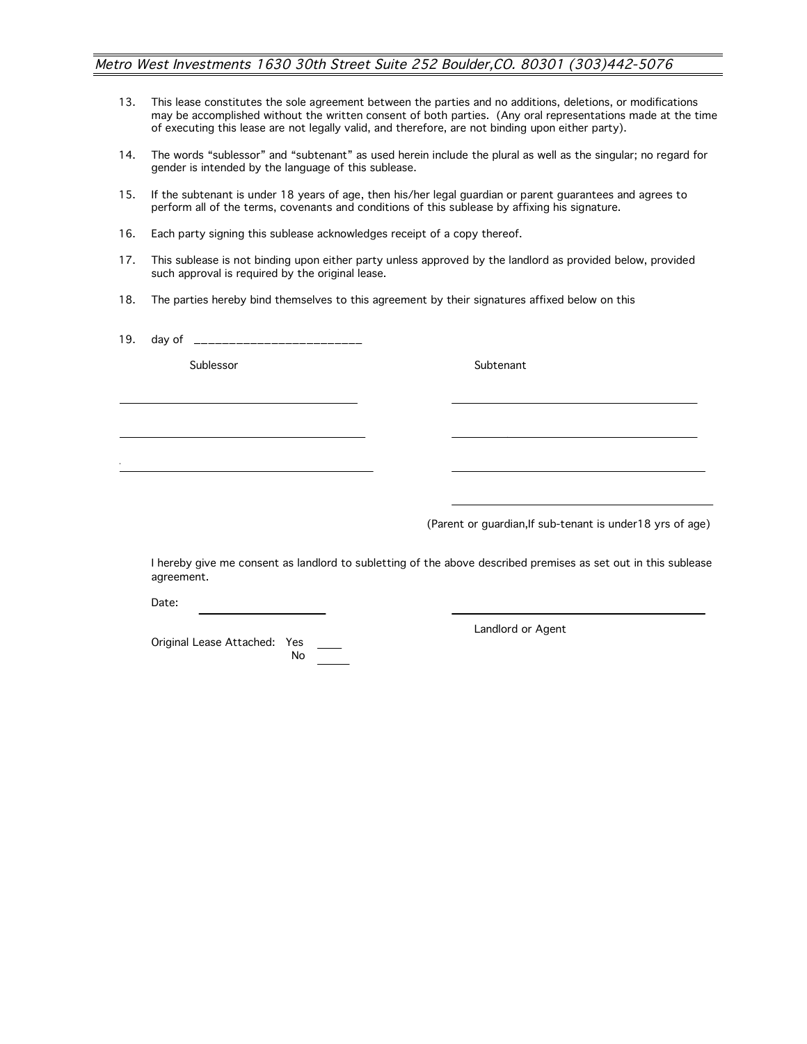13. This lease constitutes the sole agreement between the parties and no additions, deletions, or modifications may be accomplished without the written consent of both parties. (Any oral representations made at the time of executing this lease are not legally valid, and therefore, are not binding upon either party).

14. The words "sublessor" and "subtenant" as used herein include the plural as well as the singular; no regard for gender is intended by the language of this sublease.

15. If the subtenant is under 18 years of age, then his/her legal guardian or parent guarantees and agrees to perform all of the terms, covenants and conditions of this sublease by affixing his signature.

16. Each party signing this sublease acknowledges receipt of a copy thereof.

17. This sublease is not binding upon either party unless approved by the landlord as provided below, provided such approval is required by the original lease.

18. The parties hereby bind themselves to this agreement by their signatures affixed below on this

19. day of ________________________

Sublessor

________________________________________

________________________________________

________________________________________

Subtenant

________________________________________

________________________________________

________________________________________

________________________________________

(Parent or guardian,If sub-tenant is under18 yrs of age)

I hereby give me consent as landlord to subletting of the above described premises as set out in this sublease agreement.

Date: ____________________

________________________________________

Landlord or Agent

Original Lease Attached: Yes ____
No _____